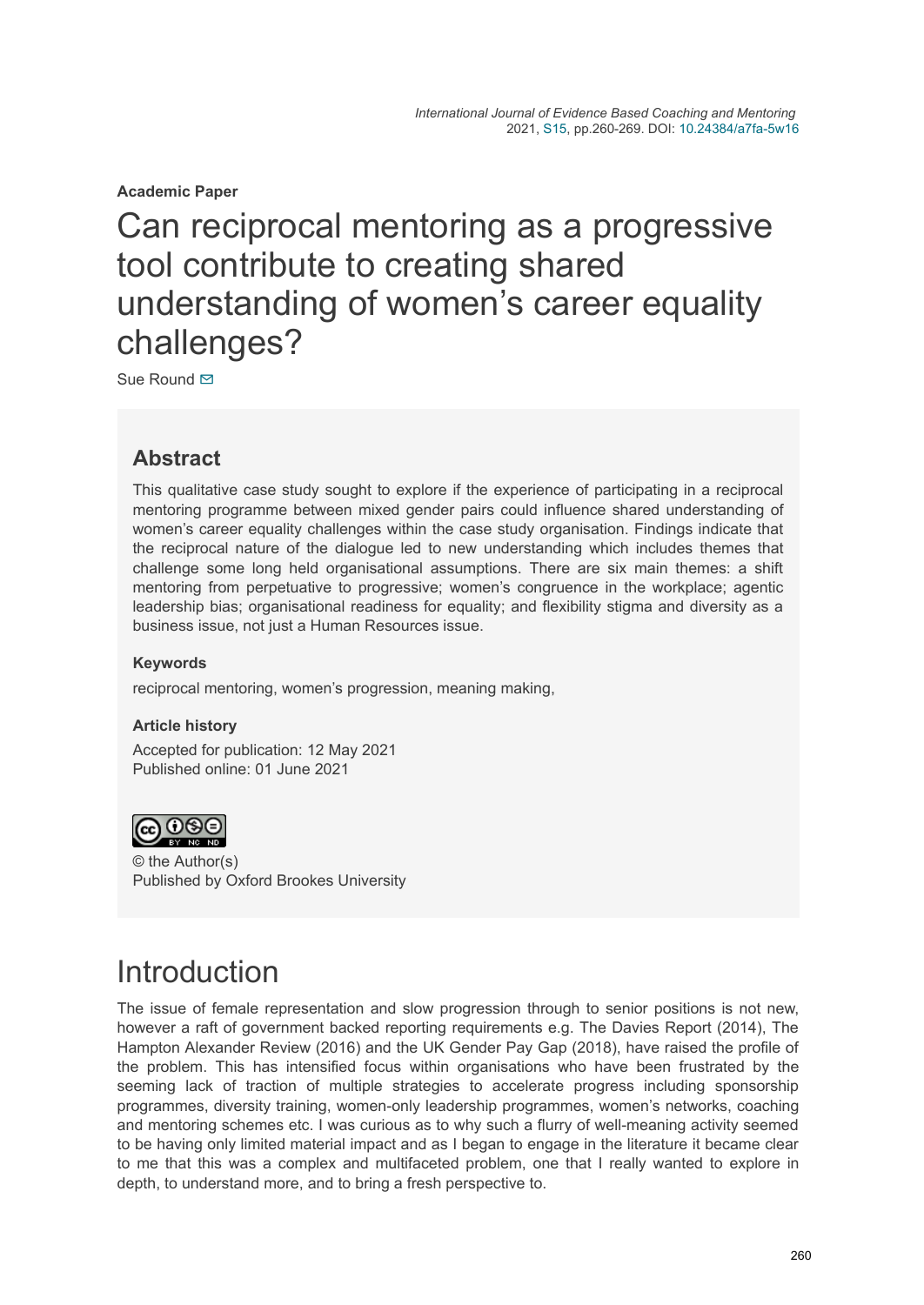*International Journal of Evidence Based Coaching and Mentoring*
2021, S15, pp.260-269. DOI: 10.24384/a7fa-5w16

**Academic Paper**

# Can reciprocal mentoring as a progressive tool contribute to creating shared understanding of women's career equality challenges?

Sue Round

## Abstract

This qualitative case study sought to explore if the experience of participating in a reciprocal mentoring programme between mixed gender pairs could influence shared understanding of women's career equality challenges within the case study organisation. Findings indicate that the reciprocal nature of the dialogue led to new understanding which includes themes that challenge some long held organisational assumptions. There are six main themes: a shift mentoring from perpetuative to progressive; women's congruence in the workplace; agentic leadership bias; organisational readiness for equality; and flexibility stigma and diversity as a business issue, not just a Human Resources issue.

### Keywords

reciprocal mentoring, women's progression, meaning making,

### Article history

Accepted for publication: 12 May 2021
Published online: 01 June 2021

© the Author(s)
Published by Oxford Brookes University

# Introduction

The issue of female representation and slow progression through to senior positions is not new, however a raft of government backed reporting requirements e.g. The Davies Report (2014), The Hampton Alexander Review (2016) and the UK Gender Pay Gap (2018), have raised the profile of the problem. This has intensified focus within organisations who have been frustrated by the seeming lack of traction of multiple strategies to accelerate progress including sponsorship programmes, diversity training, women-only leadership programmes, women's networks, coaching and mentoring schemes etc. I was curious as to why such a flurry of well-meaning activity seemed to be having only limited material impact and as I began to engage in the literature it became clear to me that this was a complex and multifaceted problem, one that I really wanted to explore in depth, to understand more, and to bring a fresh perspective to.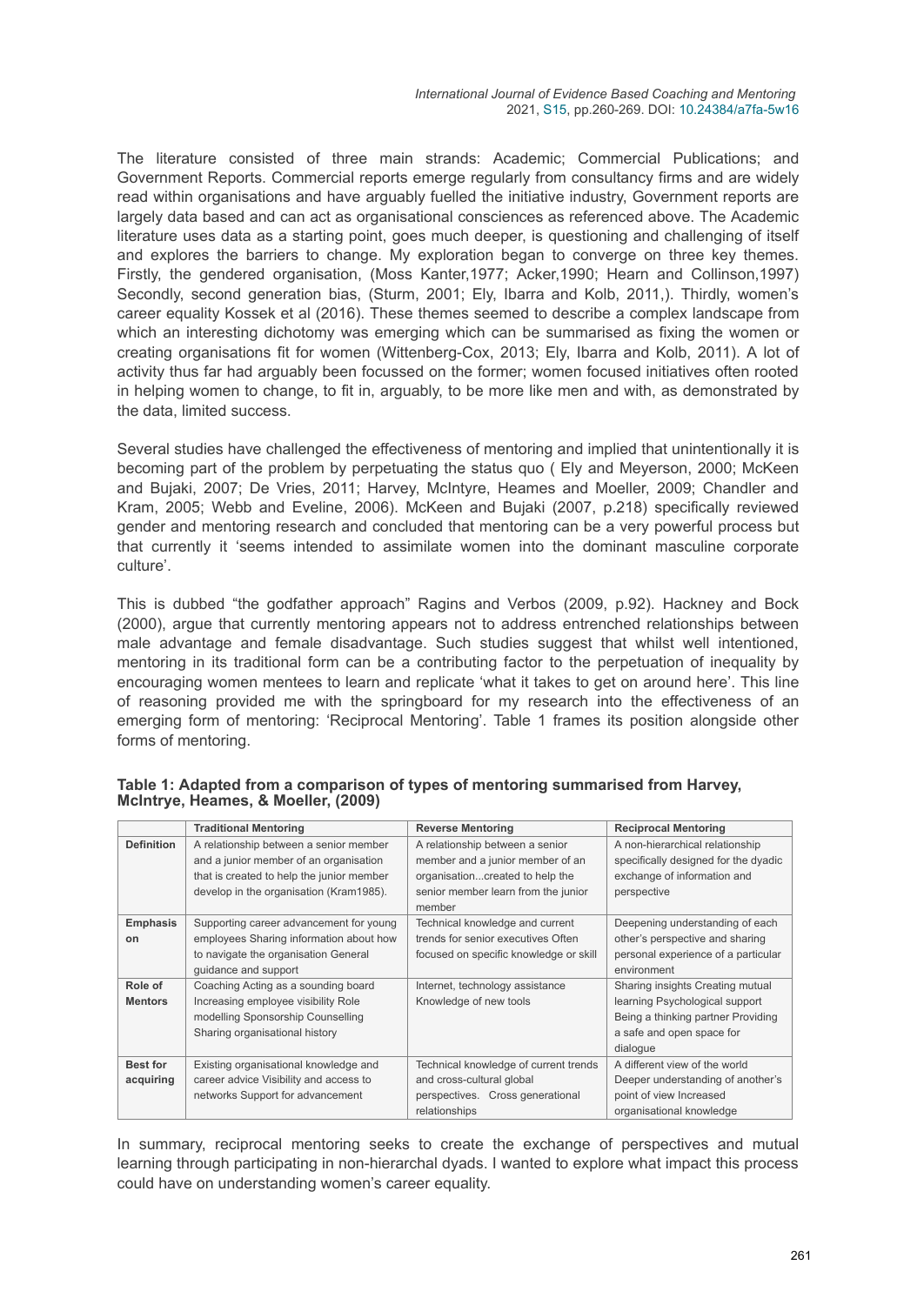The literature consisted of three main strands: Academic; Commercial Publications; and Government Reports. Commercial reports emerge regularly from consultancy firms and are widely read within organisations and have arguably fuelled the initiative industry, Government reports are largely data based and can act as organisational consciences as referenced above. The Academic literature uses data as a starting point, goes much deeper, is questioning and challenging of itself and explores the barriers to change. My exploration began to converge on three key themes. Firstly, the gendered organisation, (Moss Kanter,1977; Acker,1990; Hearn and Collinson,1997) Secondly, second generation bias, (Sturm, 2001; Ely, Ibarra and Kolb, 2011,). Thirdly, women's career equality Kossek et al (2016). These themes seemed to describe a complex landscape from which an interesting dichotomy was emerging which can be summarised as fixing the women or creating organisations fit for women (Wittenberg-Cox, 2013; Ely, Ibarra and Kolb, 2011). A lot of activity thus far had arguably been focussed on the former; women focused initiatives often rooted in helping women to change, to fit in, arguably, to be more like men and with, as demonstrated by the data, limited success.

Several studies have challenged the effectiveness of mentoring and implied that unintentionally it is becoming part of the problem by perpetuating the status quo ( Ely and Meyerson, 2000; McKeen and Bujaki, 2007; De Vries, 2011; Harvey, McIntyre, Heames and Moeller, 2009; Chandler and Kram, 2005; Webb and Eveline, 2006). McKeen and Bujaki (2007, p.218) specifically reviewed gender and mentoring research and concluded that mentoring can be a very powerful process but that currently it 'seems intended to assimilate women into the dominant masculine corporate culture'.

This is dubbed "the godfather approach" Ragins and Verbos (2009, p.92). Hackney and Bock (2000), argue that currently mentoring appears not to address entrenched relationships between male advantage and female disadvantage. Such studies suggest that whilst well intentioned, mentoring in its traditional form can be a contributing factor to the perpetuation of inequality by encouraging women mentees to learn and replicate 'what it takes to get on around here'. This line of reasoning provided me with the springboard for my research into the effectiveness of an emerging form of mentoring: 'Reciprocal Mentoring'. Table 1 frames its position alongside other forms of mentoring.

**Table 1: Adapted from a comparison of types of mentoring summarised from Harvey, McIntrye, Heames, & Moeller, (2009)**

| | Traditional Mentoring | Reverse Mentoring | Reciprocal Mentoring |
|---|---|---|---|
| **Definition** | A relationship between a senior member and a junior member of an organisation that is created to help the junior member develop in the organisation (Kram1985). | A relationship between a senior member and a junior member of an organisation...created to help the senior member learn from the junior member | A non-hierarchical relationship specifically designed for the dyadic exchange of information and perspective |
| **Emphasis on** | Supporting career advancement for young employees Sharing information about how to navigate the organisation General guidance and support | Technical knowledge and current trends for senior executives Often focused on specific knowledge or skill | Deepening understanding of each other's perspective and sharing personal experience of a particular environment |
| **Role of Mentors** | Coaching Acting as a sounding board Increasing employee visibility Role modelling Sponsorship Counselling Sharing organisational history | Internet, technology assistance Knowledge of new tools | Sharing insights Creating mutual learning Psychological support Being a thinking partner Providing a safe and open space for dialogue |
| **Best for acquiring** | Existing organisational knowledge and career advice Visibility and access to networks Support for advancement | Technical knowledge of current trends and cross-cultural global perspectives. Cross generational relationships | A different view of the world Deeper understanding of another's point of view Increased organisational knowledge |

In summary, reciprocal mentoring seeks to create the exchange of perspectives and mutual learning through participating in non-hierarchal dyads. I wanted to explore what impact this process could have on understanding women's career equality.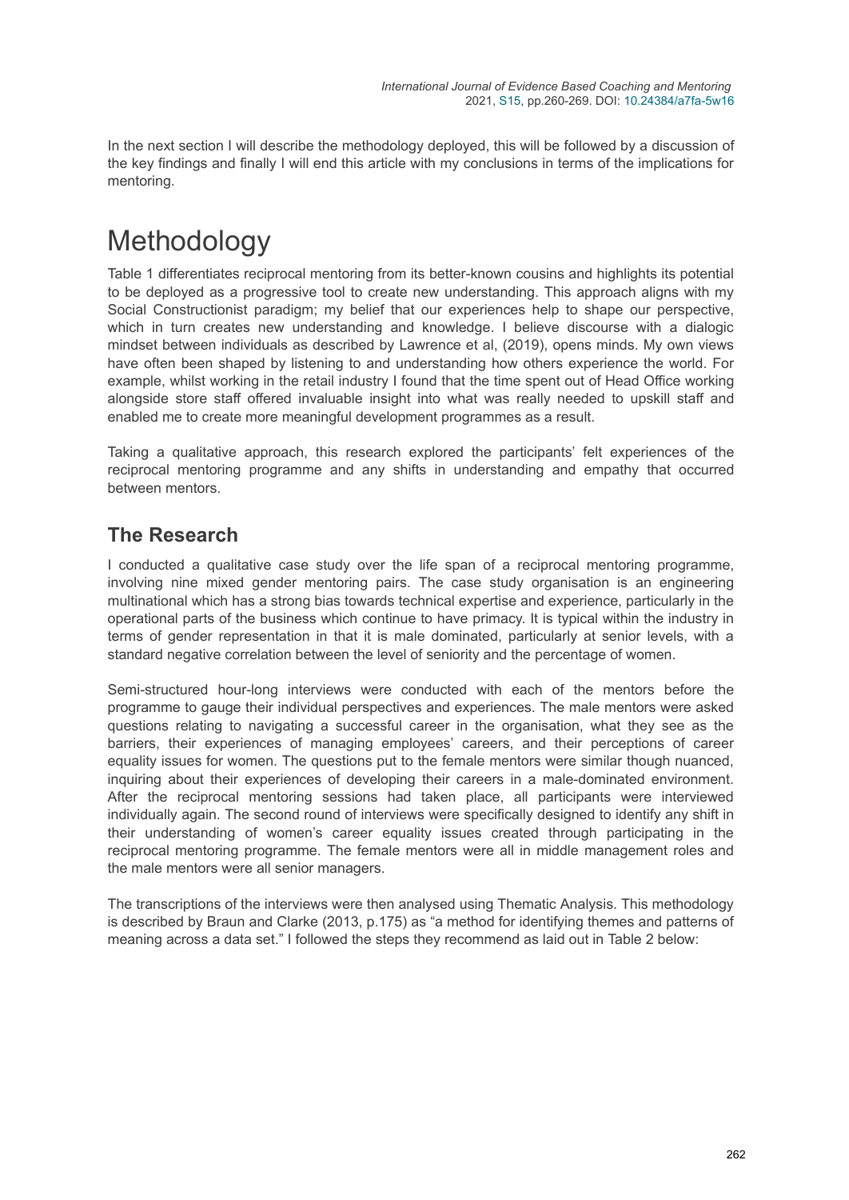In the next section I will describe the methodology deployed, this will be followed by a discussion of the key findings and finally I will end this article with my conclusions in terms of the implications for mentoring.

# Methodology

Table 1 differentiates reciprocal mentoring from its better-known cousins and highlights its potential to be deployed as a progressive tool to create new understanding. This approach aligns with my Social Constructionist paradigm; my belief that our experiences help to shape our perspective, which in turn creates new understanding and knowledge. I believe discourse with a dialogic mindset between individuals as described by Lawrence et al, (2019), opens minds. My own views have often been shaped by listening to and understanding how others experience the world. For example, whilst working in the retail industry I found that the time spent out of Head Office working alongside store staff offered invaluable insight into what was really needed to upskill staff and enabled me to create more meaningful development programmes as a result.

Taking a qualitative approach, this research explored the participants' felt experiences of the reciprocal mentoring programme and any shifts in understanding and empathy that occurred between mentors.

## The Research

I conducted a qualitative case study over the life span of a reciprocal mentoring programme, involving nine mixed gender mentoring pairs. The case study organisation is an engineering multinational which has a strong bias towards technical expertise and experience, particularly in the operational parts of the business which continue to have primacy. It is typical within the industry in terms of gender representation in that it is male dominated, particularly at senior levels, with a standard negative correlation between the level of seniority and the percentage of women.

Semi-structured hour-long interviews were conducted with each of the mentors before the programme to gauge their individual perspectives and experiences. The male mentors were asked questions relating to navigating a successful career in the organisation, what they see as the barriers, their experiences of managing employees' careers, and their perceptions of career equality issues for women. The questions put to the female mentors were similar though nuanced, inquiring about their experiences of developing their careers in a male-dominated environment. After the reciprocal mentoring sessions had taken place, all participants were interviewed individually again. The second round of interviews were specifically designed to identify any shift in their understanding of women's career equality issues created through participating in the reciprocal mentoring programme. The female mentors were all in middle management roles and the male mentors were all senior managers.

The transcriptions of the interviews were then analysed using Thematic Analysis. This methodology is described by Braun and Clarke (2013, p.175) as "a method for identifying themes and patterns of meaning across a data set." I followed the steps they recommend as laid out in Table 2 below: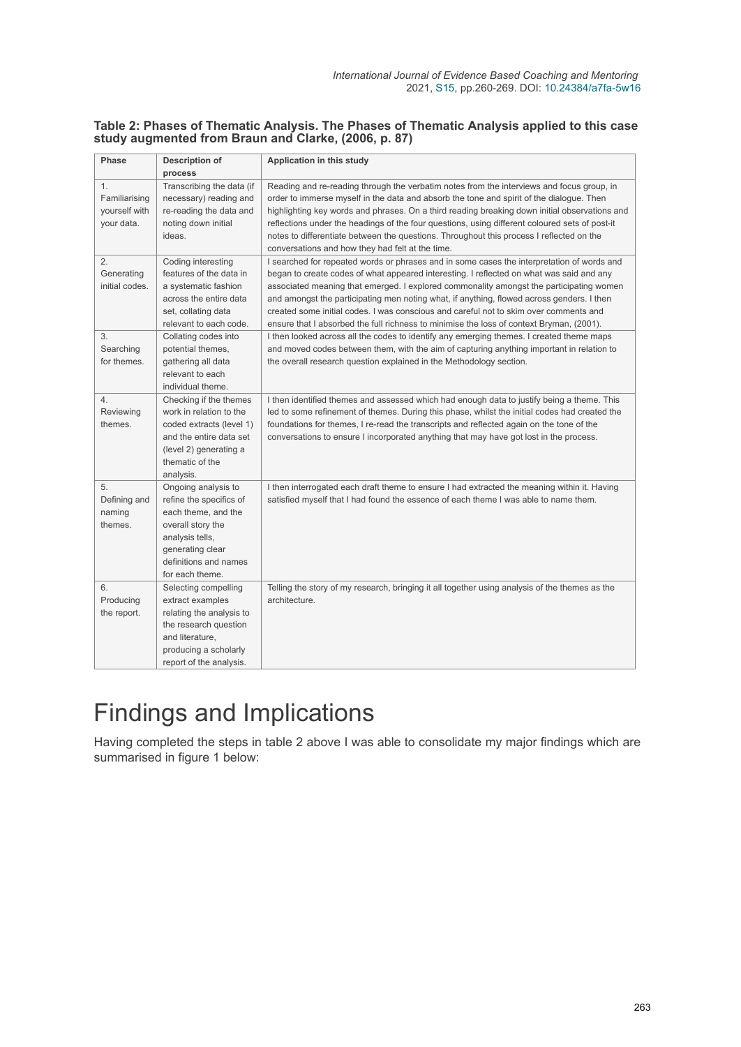**Table 2: Phases of Thematic Analysis. The Phases of Thematic Analysis applied to this case study augmented from Braun and Clarke, (2006, p. 87)**

| Phase | Description of process | Application in this study |
|---|---|---|
| 1. Familiarising yourself with your data. | Transcribing the data (if necessary) reading and re-reading the data and noting down initial ideas. | Reading and re-reading through the verbatim notes from the interviews and focus group, in order to immerse myself in the data and absorb the tone and spirit of the dialogue. Then highlighting key words and phrases. On a third reading breaking down initial observations and reflections under the headings of the four questions, using different coloured sets of post-it notes to differentiate between the questions. Throughout this process I reflected on the conversations and how they had felt at the time. |
| 2. Generating initial codes. | Coding interesting features of the data in a systematic fashion across the entire data set, collating data relevant to each code. | I searched for repeated words or phrases and in some cases the interpretation of words and began to create codes of what appeared interesting. I reflected on what was said and any associated meaning that emerged. I explored commonality amongst the participating women and amongst the participating men noting what, if anything, flowed across genders. I then created some initial codes. I was conscious and careful not to skim over comments and ensure that I absorbed the full richness to minimise the loss of context Bryman, (2001). |
| 3. Searching for themes. | Collating codes into potential themes, gathering all data relevant to each individual theme. | I then looked across all the codes to identify any emerging themes. I created theme maps and moved codes between them, with the aim of capturing anything important in relation to the overall research question explained in the Methodology section. |
| 4. Reviewing themes. | Checking if the themes work in relation to the coded extracts (level 1) and the entire data set (level 2) generating a thematic of the analysis. | I then identified themes and assessed which had enough data to justify being a theme. This led to some refinement of themes. During this phase, whilst the initial codes had created the foundations for themes, I re-read the transcripts and reflected again on the tone of the conversations to ensure I incorporated anything that may have got lost in the process. |
| 5. Defining and naming themes. | Ongoing analysis to refine the specifics of each theme, and the overall story the analysis tells, generating clear definitions and names for each theme. | I then interrogated each draft theme to ensure I had extracted the meaning within it. Having satisfied myself that I had found the essence of each theme I was able to name them. |
| 6. Producing the report. | Selecting compelling extract examples relating the analysis to the research question and literature, producing a scholarly report of the analysis. | Telling the story of my research, bringing it all together using analysis of the themes as the architecture. |

# Findings and Implications

Having completed the steps in table 2 above I was able to consolidate my major findings which are summarised in figure 1 below: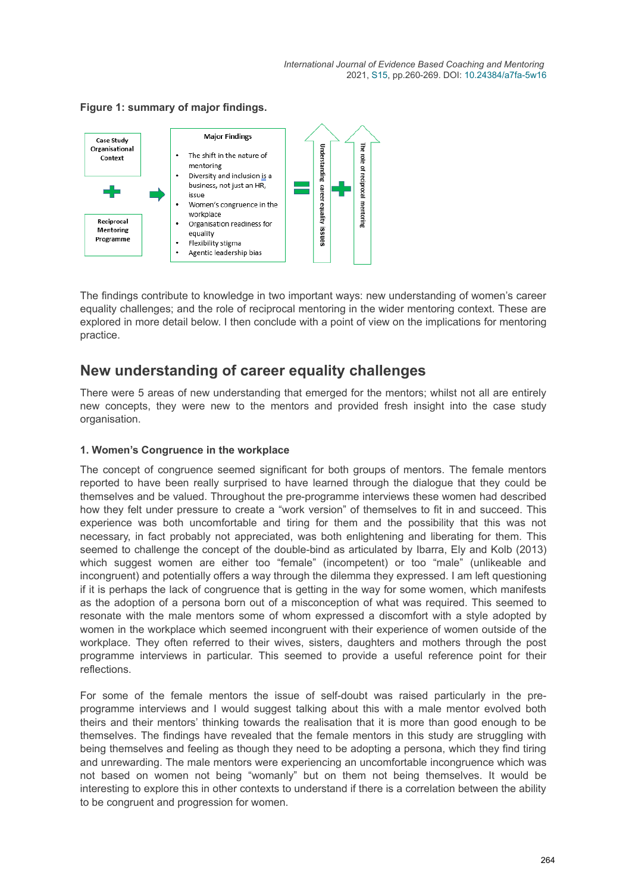**Figure 1: summary of major findings.**

Case Study Organisational Context

+

Reciprocal Mentoring Programme

→

**Major Findings**

- The shift in the nature of mentoring
- Diversity and inclusion is a business, not just an HR, issue
- Women's congruence in the workplace
- Organisation readiness for equality
- Flexibility stigma
- Agentic leadership bias

=

Understanding career equality issues

+

The role of reciprocal mentoring

The findings contribute to knowledge in two important ways: new understanding of women's career equality challenges; and the role of reciprocal mentoring in the wider mentoring context. These are explored in more detail below. I then conclude with a point of view on the implications for mentoring practice.

## New understanding of career equality challenges

There were 5 areas of new understanding that emerged for the mentors; whilst not all are entirely new concepts, they were new to the mentors and provided fresh insight into the case study organisation.

#### 1. Women's Congruence in the workplace

The concept of congruence seemed significant for both groups of mentors. The female mentors reported to have been really surprised to have learned through the dialogue that they could be themselves and be valued. Throughout the pre-programme interviews these women had described how they felt under pressure to create a "work version" of themselves to fit in and succeed. This experience was both uncomfortable and tiring for them and the possibility that this was not necessary, in fact probably not appreciated, was both enlightening and liberating for them. This seemed to challenge the concept of the double-bind as articulated by Ibarra, Ely and Kolb (2013) which suggest women are either too "female" (incompetent) or too "male" (unlikeable and incongruent) and potentially offers a way through the dilemma they expressed. I am left questioning if it is perhaps the lack of congruence that is getting in the way for some women, which manifests as the adoption of a persona born out of a misconception of what was required. This seemed to resonate with the male mentors some of whom expressed a discomfort with a style adopted by women in the workplace which seemed incongruent with their experience of women outside of the workplace. They often referred to their wives, sisters, daughters and mothers through the post programme interviews in particular. This seemed to provide a useful reference point for their reflections.

For some of the female mentors the issue of self-doubt was raised particularly in the pre-programme interviews and I would suggest talking about this with a male mentor evolved both theirs and their mentors' thinking towards the realisation that it is more than good enough to be themselves. The findings have revealed that the female mentors in this study are struggling with being themselves and feeling as though they need to be adopting a persona, which they find tiring and unrewarding. The male mentors were experiencing an uncomfortable incongruence which was not based on women not being "womanly" but on them not being themselves. It would be interesting to explore this in other contexts to understand if there is a correlation between the ability to be congruent and progression for women.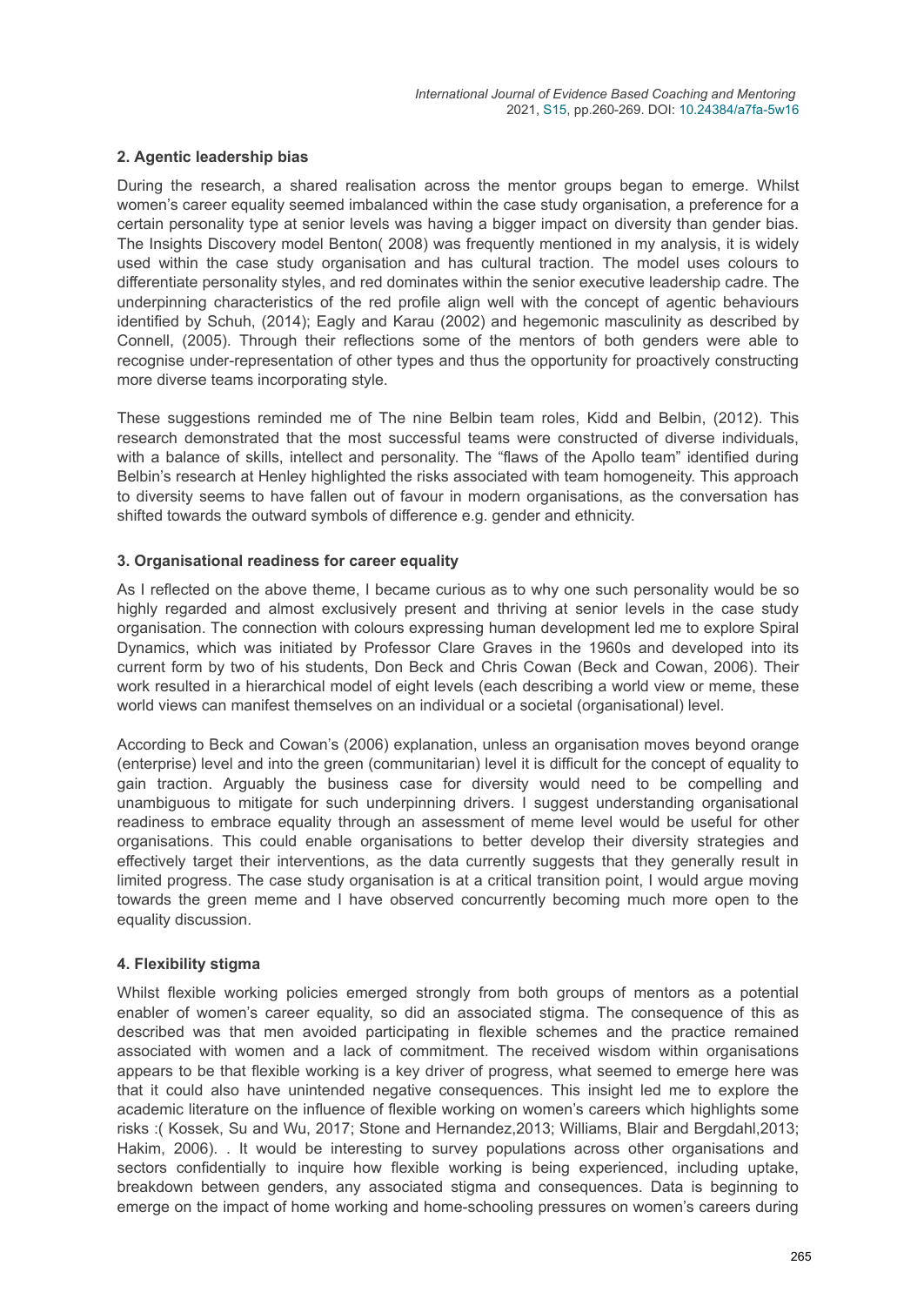### 2. Agentic leadership bias

During the research, a shared realisation across the mentor groups began to emerge. Whilst women's career equality seemed imbalanced within the case study organisation, a preference for a certain personality type at senior levels was having a bigger impact on diversity than gender bias. The Insights Discovery model Benton( 2008) was frequently mentioned in my analysis, it is widely used within the case study organisation and has cultural traction. The model uses colours to differentiate personality styles, and red dominates within the senior executive leadership cadre. The underpinning characteristics of the red profile align well with the concept of agentic behaviours identified by Schuh, (2014); Eagly and Karau (2002) and hegemonic masculinity as described by Connell, (2005). Through their reflections some of the mentors of both genders were able to recognise under-representation of other types and thus the opportunity for proactively constructing more diverse teams incorporating style.

These suggestions reminded me of The nine Belbin team roles, Kidd and Belbin, (2012). This research demonstrated that the most successful teams were constructed of diverse individuals, with a balance of skills, intellect and personality. The "flaws of the Apollo team" identified during Belbin's research at Henley highlighted the risks associated with team homogeneity. This approach to diversity seems to have fallen out of favour in modern organisations, as the conversation has shifted towards the outward symbols of difference e.g. gender and ethnicity.

### 3. Organisational readiness for career equality

As I reflected on the above theme, I became curious as to why one such personality would be so highly regarded and almost exclusively present and thriving at senior levels in the case study organisation. The connection with colours expressing human development led me to explore Spiral Dynamics, which was initiated by Professor Clare Graves in the 1960s and developed into its current form by two of his students, Don Beck and Chris Cowan (Beck and Cowan, 2006). Their work resulted in a hierarchical model of eight levels (each describing a world view or meme, these world views can manifest themselves on an individual or a societal (organisational) level.

According to Beck and Cowan's (2006) explanation, unless an organisation moves beyond orange (enterprise) level and into the green (communitarian) level it is difficult for the concept of equality to gain traction. Arguably the business case for diversity would need to be compelling and unambiguous to mitigate for such underpinning drivers. I suggest understanding organisational readiness to embrace equality through an assessment of meme level would be useful for other organisations. This could enable organisations to better develop their diversity strategies and effectively target their interventions, as the data currently suggests that they generally result in limited progress. The case study organisation is at a critical transition point, I would argue moving towards the green meme and I have observed concurrently becoming much more open to the equality discussion.

### 4. Flexibility stigma

Whilst flexible working policies emerged strongly from both groups of mentors as a potential enabler of women's career equality, so did an associated stigma. The consequence of this as described was that men avoided participating in flexible schemes and the practice remained associated with women and a lack of commitment. The received wisdom within organisations appears to be that flexible working is a key driver of progress, what seemed to emerge here was that it could also have unintended negative consequences. This insight led me to explore the academic literature on the influence of flexible working on women's careers which highlights some risks :( Kossek, Su and Wu, 2017; Stone and Hernandez,2013; Williams, Blair and Bergdahl,2013; Hakim, 2006). . It would be interesting to survey populations across other organisations and sectors confidentially to inquire how flexible working is being experienced, including uptake, breakdown between genders, any associated stigma and consequences. Data is beginning to emerge on the impact of home working and home-schooling pressures on women's careers during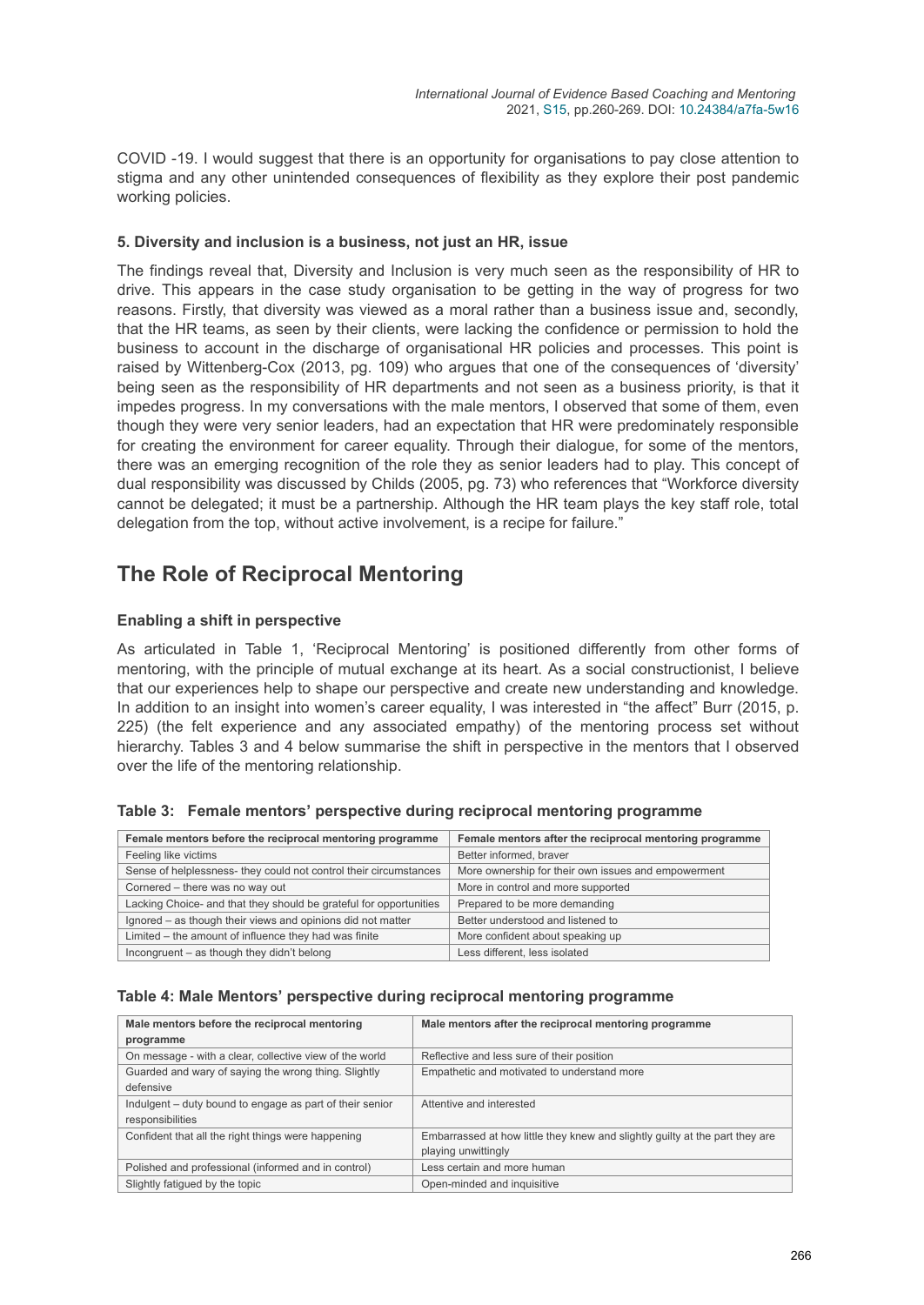COVID -19. I would suggest that there is an opportunity for organisations to pay close attention to stigma and any other unintended consequences of flexibility as they explore their post pandemic working policies.

**5. Diversity and inclusion is a business, not just an HR, issue**

The findings reveal that, Diversity and Inclusion is very much seen as the responsibility of HR to drive. This appears in the case study organisation to be getting in the way of progress for two reasons. Firstly, that diversity was viewed as a moral rather than a business issue and, secondly, that the HR teams, as seen by their clients, were lacking the confidence or permission to hold the business to account in the discharge of organisational HR policies and processes. This point is raised by Wittenberg-Cox (2013, pg. 109) who argues that one of the consequences of 'diversity' being seen as the responsibility of HR departments and not seen as a business priority, is that it impedes progress. In my conversations with the male mentors, I observed that some of them, even though they were very senior leaders, had an expectation that HR were predominately responsible for creating the environment for career equality. Through their dialogue, for some of the mentors, there was an emerging recognition of the role they as senior leaders had to play. This concept of dual responsibility was discussed by Childs (2005, pg. 73) who references that "Workforce diversity cannot be delegated; it must be a partnership. Although the HR team plays the key staff role, total delegation from the top, without active involvement, is a recipe for failure."

## The Role of Reciprocal Mentoring

**Enabling a shift in perspective**

As articulated in Table 1, 'Reciprocal Mentoring' is positioned differently from other forms of mentoring, with the principle of mutual exchange at its heart. As a social constructionist, I believe that our experiences help to shape our perspective and create new understanding and knowledge. In addition to an insight into women's career equality, I was interested in "the affect" Burr (2015, p. 225) (the felt experience and any associated empathy) of the mentoring process set without hierarchy. Tables 3 and 4 below summarise the shift in perspective in the mentors that I observed over the life of the mentoring relationship.

**Table 3: Female mentors' perspective during reciprocal mentoring programme**

| Female mentors before the reciprocal mentoring programme | Female mentors after the reciprocal mentoring programme |
|---|---|
| Feeling like victims | Better informed, braver |
| Sense of helplessness- they could not control their circumstances | More ownership for their own issues and empowerment |
| Cornered – there was no way out | More in control and more supported |
| Lacking Choice- and that they should be grateful for opportunities | Prepared to be more demanding |
| Ignored – as though their views and opinions did not matter | Better understood and listened to |
| Limited – the amount of influence they had was finite | More confident about speaking up |
| Incongruent – as though they didn't belong | Less different, less isolated |

**Table 4: Male Mentors' perspective during reciprocal mentoring programme**

| Male mentors before the reciprocal mentoring programme | Male mentors after the reciprocal mentoring programme |
|---|---|
| On message - with a clear, collective view of the world | Reflective and less sure of their position |
| Guarded and wary of saying the wrong thing. Slightly defensive | Empathetic and motivated to understand more |
| Indulgent – duty bound to engage as part of their senior responsibilities | Attentive and interested |
| Confident that all the right things were happening | Embarrassed at how little they knew and slightly guilty at the part they are playing unwittingly |
| Polished and professional (informed and in control) | Less certain and more human |
| Slightly fatigued by the topic | Open-minded and inquisitive |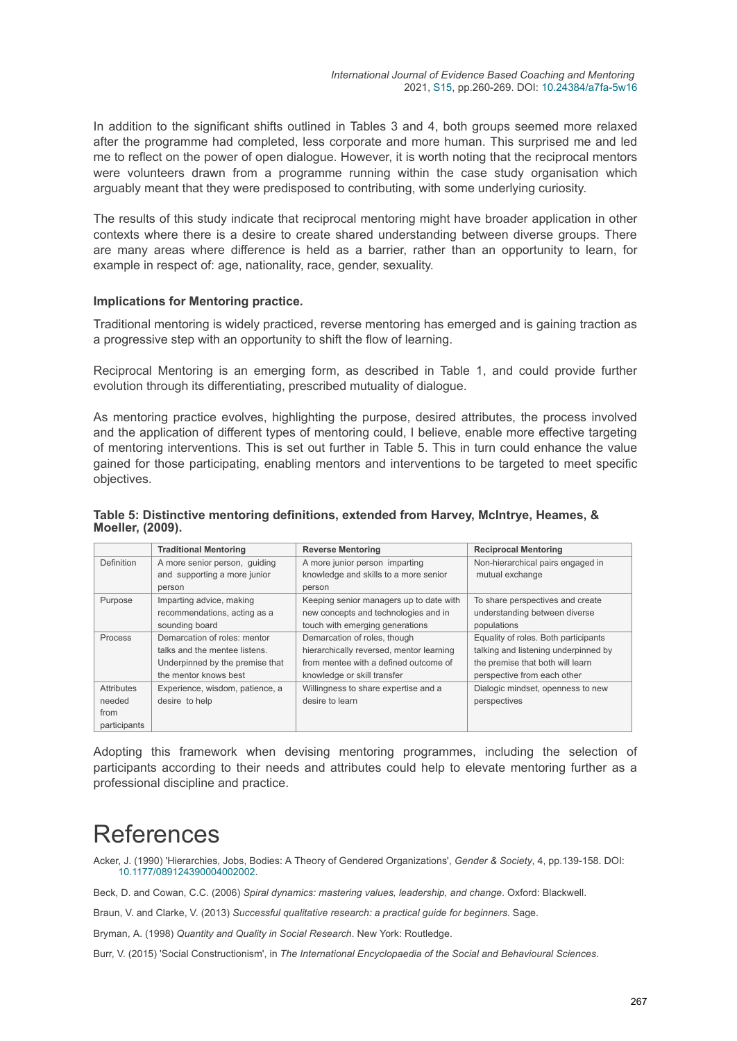In addition to the significant shifts outlined in Tables 3 and 4, both groups seemed more relaxed after the programme had completed, less corporate and more human. This surprised me and led me to reflect on the power of open dialogue. However, it is worth noting that the reciprocal mentors were volunteers drawn from a programme running within the case study organisation which arguably meant that they were predisposed to contributing, with some underlying curiosity.

The results of this study indicate that reciprocal mentoring might have broader application in other contexts where there is a desire to create shared understanding between diverse groups. There are many areas where difference is held as a barrier, rather than an opportunity to learn, for example in respect of: age, nationality, race, gender, sexuality.

### Implications for Mentoring practice.

Traditional mentoring is widely practiced, reverse mentoring has emerged and is gaining traction as a progressive step with an opportunity to shift the flow of learning.

Reciprocal Mentoring is an emerging form, as described in Table 1, and could provide further evolution through its differentiating, prescribed mutuality of dialogue.

As mentoring practice evolves, highlighting the purpose, desired attributes, the process involved and the application of different types of mentoring could, I believe, enable more effective targeting of mentoring interventions. This is set out further in Table 5. This in turn could enhance the value gained for those participating, enabling mentors and interventions to be targeted to meet specific objectives.

**Table 5: Distinctive mentoring definitions, extended from Harvey, McIntrye, Heames, & Moeller, (2009).**

| | Traditional Mentoring | Reverse Mentoring | Reciprocal Mentoring |
|---|---|---|---|
| Definition | A more senior person, guiding and supporting a more junior person | A more junior person imparting knowledge and skills to a more senior person | Non-hierarchical pairs engaged in mutual exchange |
| Purpose | Imparting advice, making recommendations, acting as a sounding board | Keeping senior managers up to date with new concepts and technologies and in touch with emerging generations | To share perspectives and create understanding between diverse populations |
| Process | Demarcation of roles: mentor talks and the mentee listens. Underpinned by the premise that the mentor knows best | Demarcation of roles, though hierarchically reversed, mentor learning from mentee with a defined outcome of knowledge or skill transfer | Equality of roles. Both participants talking and listening underpinned by the premise that both will learn perspective from each other |
| Attributes needed from participants | Experience, wisdom, patience, a desire to help | Willingness to share expertise and a desire to learn | Dialogic mindset, openness to new perspectives |

Adopting this framework when devising mentoring programmes, including the selection of participants according to their needs and attributes could help to elevate mentoring further as a professional discipline and practice.

# References

Acker, J. (1990) 'Hierarchies, Jobs, Bodies: A Theory of Gendered Organizations', *Gender & Society*, 4, pp.139-158. DOI: 10.1177/089124390004002002.

Beck, D. and Cowan, C.C. (2006) *Spiral dynamics: mastering values, leadership, and change*. Oxford: Blackwell.

Braun, V. and Clarke, V. (2013) *Successful qualitative research: a practical guide for beginners*. Sage.

Bryman, A. (1998) *Quantity and Quality in Social Research*. New York: Routledge.

Burr, V. (2015) 'Social Constructionism', in *The International Encyclopaedia of the Social and Behavioural Sciences*.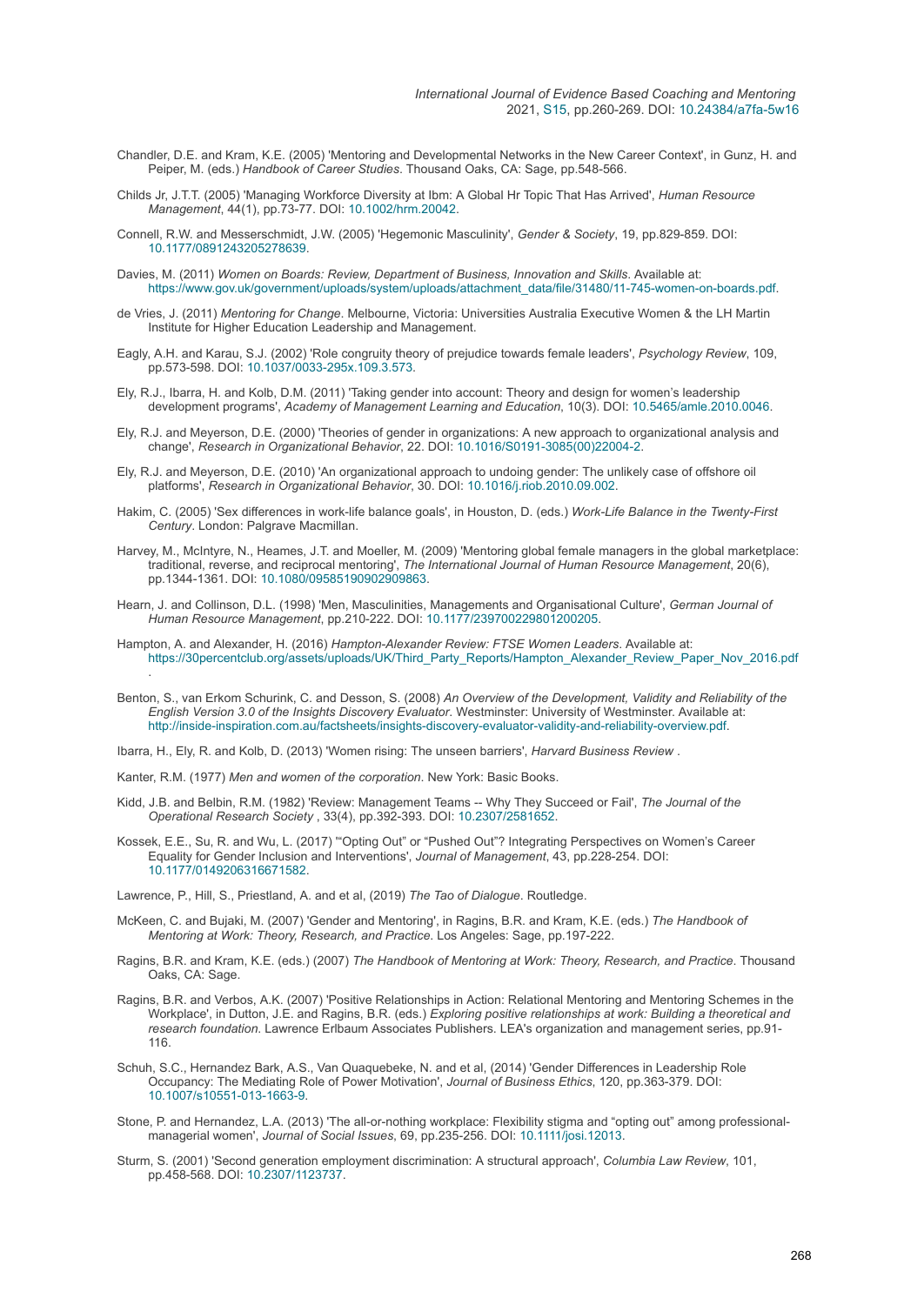Chandler, D.E. and Kram, K.E. (2005) 'Mentoring and Developmental Networks in the New Career Context', in Gunz, H. and Peiper, M. (eds.) *Handbook of Career Studies*. Thousand Oaks, CA: Sage, pp.548-566.

Childs Jr, J.T.T. (2005) 'Managing Workforce Diversity at Ibm: A Global Hr Topic That Has Arrived', *Human Resource Management*, 44(1), pp.73-77. DOI: 10.1002/hrm.20042.

Connell, R.W. and Messerschmidt, J.W. (2005) 'Hegemonic Masculinity', *Gender & Society*, 19, pp.829-859. DOI: 10.1177/0891243205278639.

Davies, M. (2011) *Women on Boards: Review, Department of Business, Innovation and Skills*. Available at: https://www.gov.uk/government/uploads/system/uploads/attachment_data/file/31480/11-745-women-on-boards.pdf.

de Vries, J. (2011) *Mentoring for Change*. Melbourne, Victoria: Universities Australia Executive Women & the LH Martin Institute for Higher Education Leadership and Management.

Eagly, A.H. and Karau, S.J. (2002) 'Role congruity theory of prejudice towards female leaders', *Psychology Review*, 109, pp.573-598. DOI: 10.1037/0033-295x.109.3.573.

Ely, R.J., Ibarra, H. and Kolb, D.M. (2011) 'Taking gender into account: Theory and design for women's leadership development programs', *Academy of Management Learning and Education*, 10(3). DOI: 10.5465/amle.2010.0046.

Ely, R.J. and Meyerson, D.E. (2000) 'Theories of gender in organizations: A new approach to organizational analysis and change', *Research in Organizational Behavior*, 22. DOI: 10.1016/S0191-3085(00)22004-2.

Ely, R.J. and Meyerson, D.E. (2010) 'An organizational approach to undoing gender: The unlikely case of offshore oil platforms', *Research in Organizational Behavior*, 30. DOI: 10.1016/j.riob.2010.09.002.

Hakim, C. (2005) 'Sex differences in work-life balance goals', in Houston, D. (eds.) *Work-Life Balance in the Twenty-First Century*. London: Palgrave Macmillan.

Harvey, M., McIntyre, N., Heames, J.T. and Moeller, M. (2009) 'Mentoring global female managers in the global marketplace: traditional, reverse, and reciprocal mentoring', *The International Journal of Human Resource Management*, 20(6), pp.1344-1361. DOI: 10.1080/09585190902909863.

Hearn, J. and Collinson, D.L. (1998) 'Men, Masculinities, Managements and Organisational Culture', *German Journal of Human Resource Management*, pp.210-222. DOI: 10.1177/239700229801200205.

Hampton, A. and Alexander, H. (2016) *Hampton-Alexander Review: FTSE Women Leaders*. Available at: https://30percentclub.org/assets/uploads/UK/Third_Party_Reports/Hampton_Alexander_Review_Paper_Nov_2016.pdf.

Benton, S., van Erkom Schurink, C. and Desson, S. (2008) *An Overview of the Development, Validity and Reliability of the English Version 3.0 of the Insights Discovery Evaluator*. Westminster: University of Westminster. Available at: http://inside-inspiration.com.au/factsheets/insights-discovery-evaluator-validity-and-reliability-overview.pdf.

Ibarra, H., Ely, R. and Kolb, D. (2013) 'Women rising: The unseen barriers', *Harvard Business Review* .

Kanter, R.M. (1977) *Men and women of the corporation*. New York: Basic Books.

Kidd, J.B. and Belbin, R.M. (1982) 'Review: Management Teams -- Why They Succeed or Fail', *The Journal of the Operational Research Society* , 33(4), pp.392-393. DOI: 10.2307/2581652.

Kossek, E.E., Su, R. and Wu, L. (2017) '"Opting Out" or "Pushed Out"? Integrating Perspectives on Women's Career Equality for Gender Inclusion and Interventions', *Journal of Management*, 43, pp.228-254. DOI: 10.1177/0149206316671582.

Lawrence, P., Hill, S., Priestland, A. and et al, (2019) *The Tao of Dialogue*. Routledge.

McKeen, C. and Bujaki, M. (2007) 'Gender and Mentoring', in Ragins, B.R. and Kram, K.E. (eds.) *The Handbook of Mentoring at Work: Theory, Research, and Practice*. Los Angeles: Sage, pp.197-222.

Ragins, B.R. and Kram, K.E. (eds.) (2007) *The Handbook of Mentoring at Work: Theory, Research, and Practice*. Thousand Oaks, CA: Sage.

Ragins, B.R. and Verbos, A.K. (2007) 'Positive Relationships in Action: Relational Mentoring and Mentoring Schemes in the Workplace', in Dutton, J.E. and Ragins, B.R. (eds.) *Exploring positive relationships at work: Building a theoretical and research foundation*. Lawrence Erlbaum Associates Publishers. LEA's organization and management series, pp.91-116.

Schuh, S.C., Hernandez Bark, A.S., Van Quaquebeke, N. and et al, (2014) 'Gender Differences in Leadership Role Occupancy: The Mediating Role of Power Motivation', *Journal of Business Ethics*, 120, pp.363-379. DOI: 10.1007/s10551-013-1663-9.

Stone, P. and Hernandez, L.A. (2013) 'The all-or-nothing workplace: Flexibility stigma and "opting out" among professional-managerial women', *Journal of Social Issues*, 69, pp.235-256. DOI: 10.1111/josi.12013.

Sturm, S. (2001) 'Second generation employment discrimination: A structural approach', *Columbia Law Review*, 101, pp.458-568. DOI: 10.2307/1123737.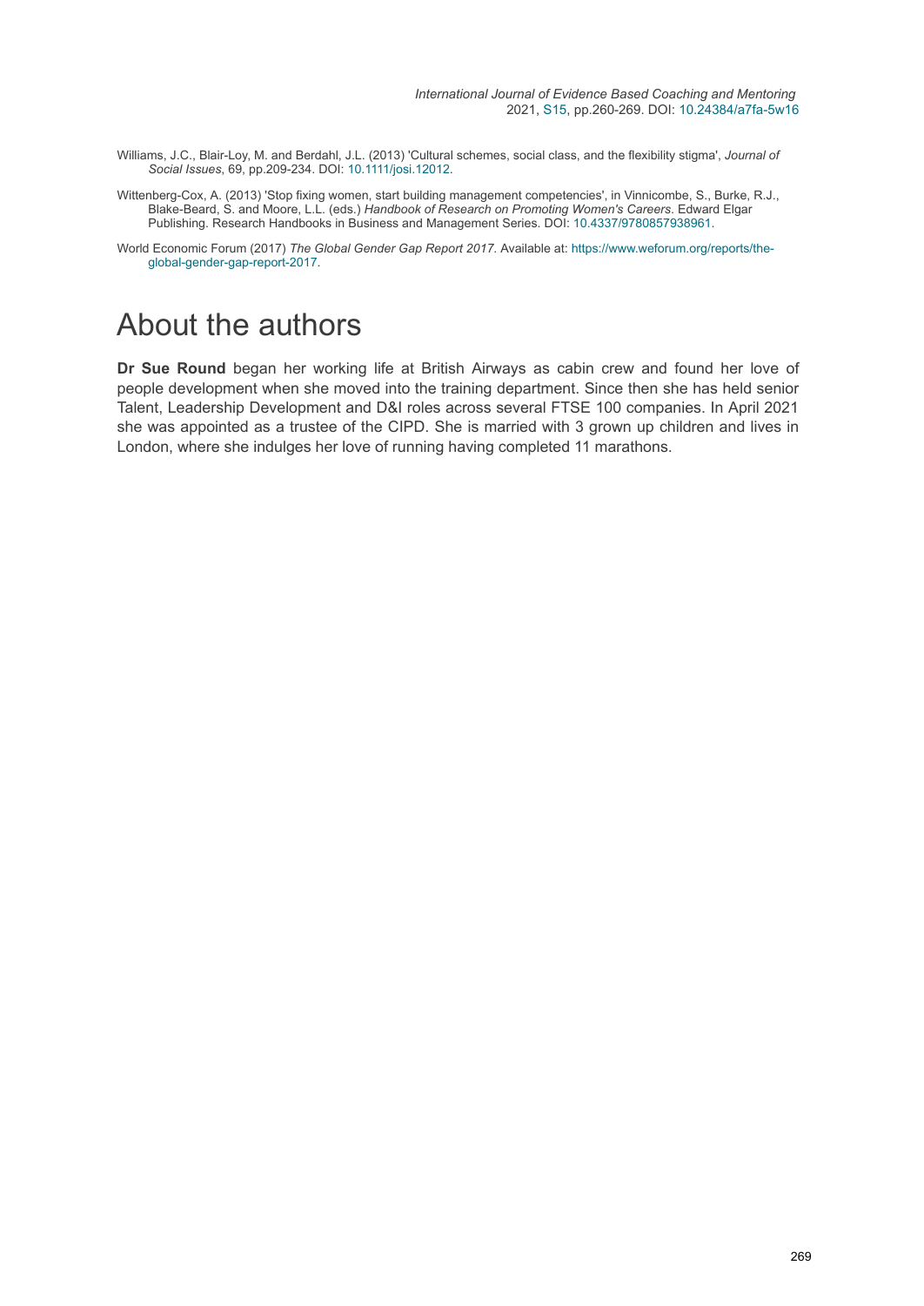Williams, J.C., Blair-Loy, M. and Berdahl, J.L. (2013) 'Cultural schemes, social class, and the flexibility stigma', *Journal of Social Issues*, 69, pp.209-234. DOI: 10.1111/josi.12012.

Wittenberg-Cox, A. (2013) 'Stop fixing women, start building management competencies', in Vinnicombe, S., Burke, R.J., Blake-Beard, S. and Moore, L.L. (eds.) *Handbook of Research on Promoting Women's Careers*. Edward Elgar Publishing. Research Handbooks in Business and Management Series. DOI: 10.4337/9780857938961.

World Economic Forum (2017) *The Global Gender Gap Report 2017*. Available at: https://www.weforum.org/reports/the-global-gender-gap-report-2017.

# About the authors

**Dr Sue Round** began her working life at British Airways as cabin crew and found her love of people development when she moved into the training department. Since then she has held senior Talent, Leadership Development and D&I roles across several FTSE 100 companies. In April 2021 she was appointed as a trustee of the CIPD. She is married with 3 grown up children and lives in London, where she indulges her love of running having completed 11 marathons.